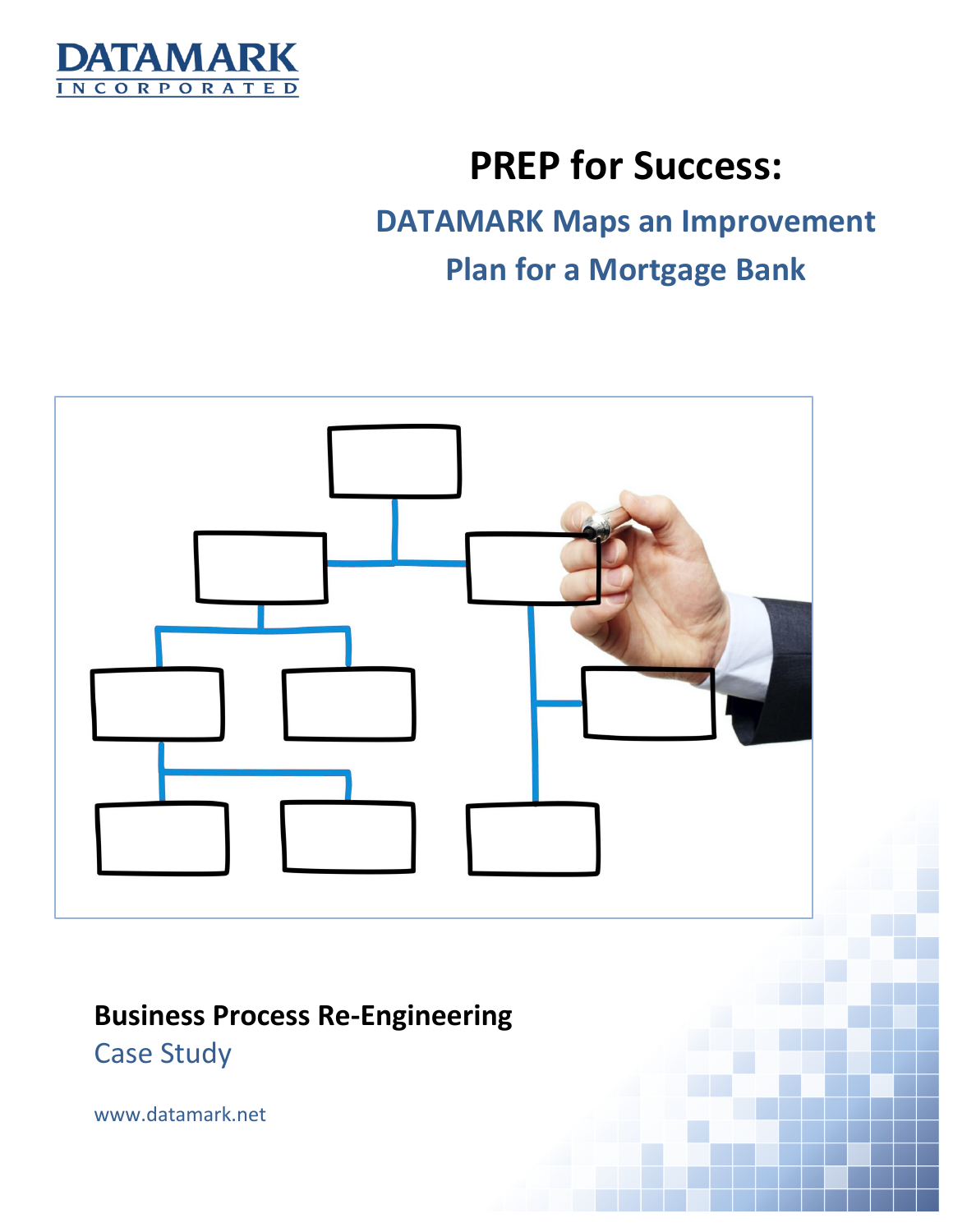DATAMARK INCORPORATED

# PREP for Success:

## DATAMARK Maps an Improvement Plan for a Mortgage Bank

**Business Process Re-Engineering**

Case Study

www.datamark.net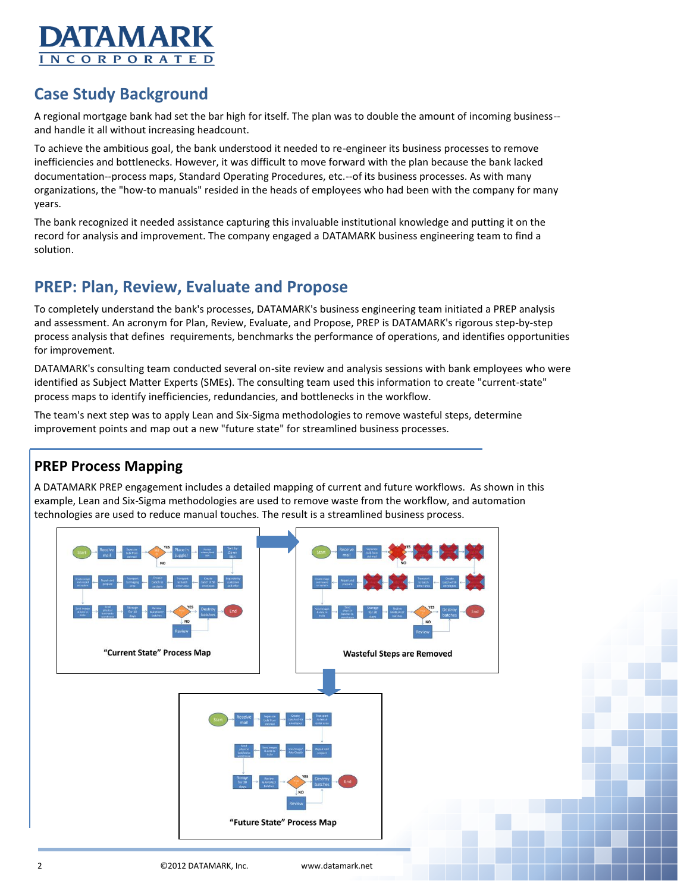# DATAMARK INCORPORATED

## Case Study Background

A regional mortgage bank had set the bar high for itself. The plan was to double the amount of incoming business--and handle it all without increasing headcount.

To achieve the ambitious goal, the bank understood it needed to re-engineer its business processes to remove inefficiencies and bottlenecks. However, it was difficult to move forward with the plan because the bank lacked documentation--process maps, Standard Operating Procedures, etc.--of its business processes. As with many organizations, the "how-to manuals" resided in the heads of employees who had been with the company for many years.

The bank recognized it needed assistance capturing this invaluable institutional knowledge and putting it on the record for analysis and improvement. The company engaged a DATAMARK business engineering team to find a solution.

## PREP: Plan, Review, Evaluate and Propose

To completely understand the bank's processes, DATAMARK's business engineering team initiated a PREP analysis and assessment. An acronym for Plan, Review, Evaluate, and Propose, PREP is DATAMARK's rigorous step-by-step process analysis that defines requirements, benchmarks the performance of operations, and identifies opportunities for improvement.

DATAMARK's consulting team conducted several on-site review and analysis sessions with bank employees who were identified as Subject Matter Experts (SMEs). The consulting team used this information to create "current-state" process maps to identify inefficiencies, redundancies, and bottlenecks in the workflow.

The team's next step was to apply Lean and Six-Sigma methodologies to remove wasteful steps, determine improvement points and map out a new "future state" for streamlined business processes.

## PREP Process Mapping

A DATAMARK PREP engagement includes a detailed mapping of current and future workflows. As shown in this example, Lean and Six-Sigma methodologies are used to remove waste from the workflow, and automation technologies are used to reduce manual touches. The result is a streamlined business process.

"Current State" Process Map

Wasteful Steps are Removed

"Future State" Process Map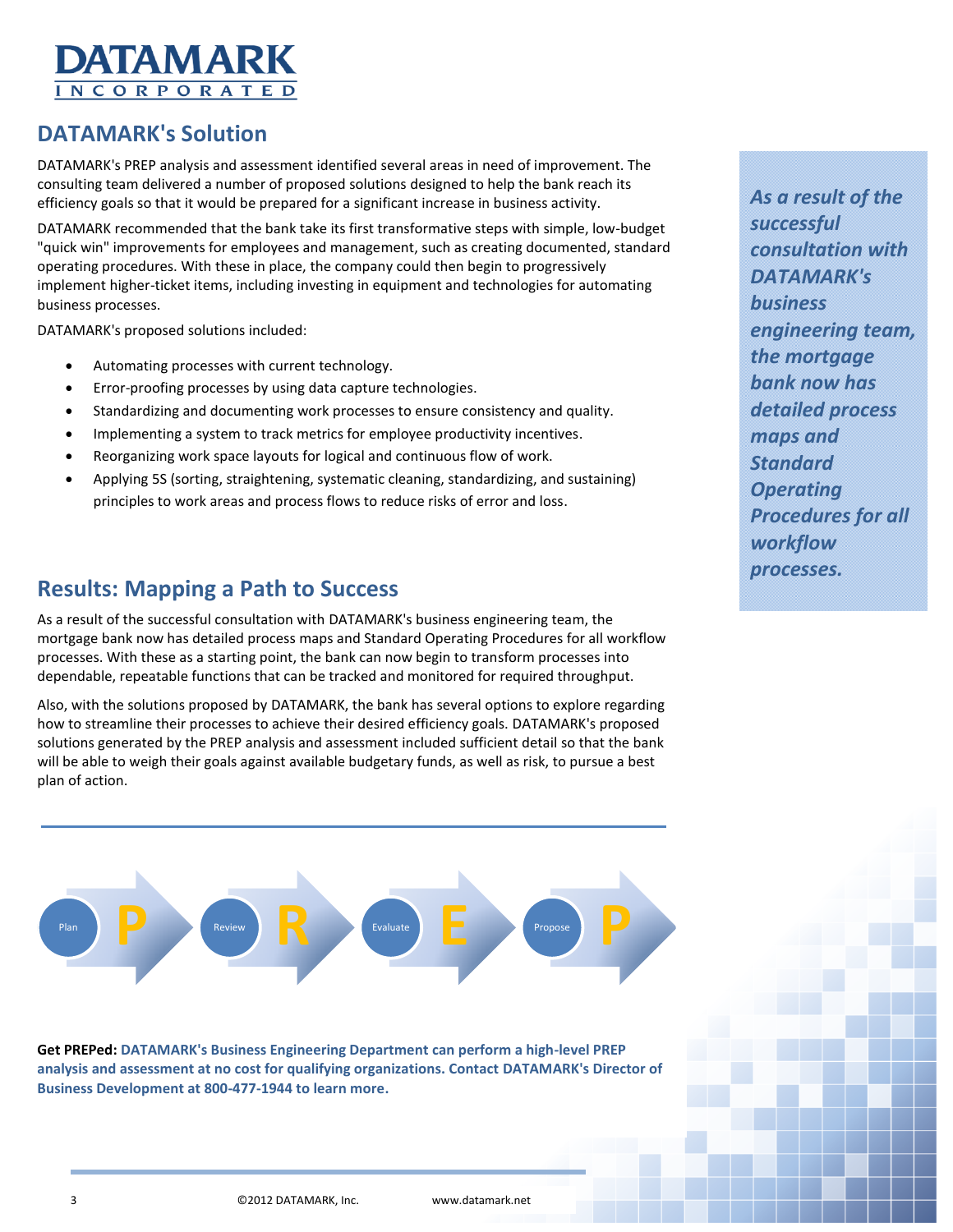DATAMARK INCORPORATED

## DATAMARK's Solution

DATAMARK's PREP analysis and assessment identified several areas in need of improvement. The consulting team delivered a number of proposed solutions designed to help the bank reach its efficiency goals so that it would be prepared for a significant increase in business activity.

DATAMARK recommended that the bank take its first transformative steps with simple, low-budget "quick win" improvements for employees and management, such as creating documented, standard operating procedures. With these in place, the company could then begin to progressively implement higher-ticket items, including investing in equipment and technologies for automating business processes.

DATAMARK's proposed solutions included:

- Automating processes with current technology.
- Error-proofing processes by using data capture technologies.
- Standardizing and documenting work processes to ensure consistency and quality.
- Implementing a system to track metrics for employee productivity incentives.
- Reorganizing work space layouts for logical and continuous flow of work.
- Applying 5S (sorting, straightening, systematic cleaning, standardizing, and sustaining) principles to work areas and process flows to reduce risks of error and loss.

*As a result of the successful consultation with DATAMARK's business engineering team, the mortgage bank now has detailed process maps and Standard Operating Procedures for all workflow processes.*

## Results: Mapping a Path to Success

As a result of the successful consultation with DATAMARK's business engineering team, the mortgage bank now has detailed process maps and Standard Operating Procedures for all workflow processes. With these as a starting point, the bank can now begin to transform processes into dependable, repeatable functions that can be tracked and monitored for required throughput.

Also, with the solutions proposed by DATAMARK, the bank has several options to explore regarding how to streamline their processes to achieve their desired efficiency goals. DATAMARK's proposed solutions generated by the PREP analysis and assessment included sufficient detail so that the bank will be able to weigh their goals against available budgetary funds, as well as risk, to pursue a best plan of action.

Plan **P** → Review **R** → Evaluate **E** → Propose **P**

**Get PREPed: DATAMARK's Business Engineering Department can perform a high-level PREP analysis and assessment at no cost for qualifying organizations. Contact DATAMARK's Director of Business Development at 800-477-1944 to learn more.**

©2012 DATAMARK, Inc. www.datamark.net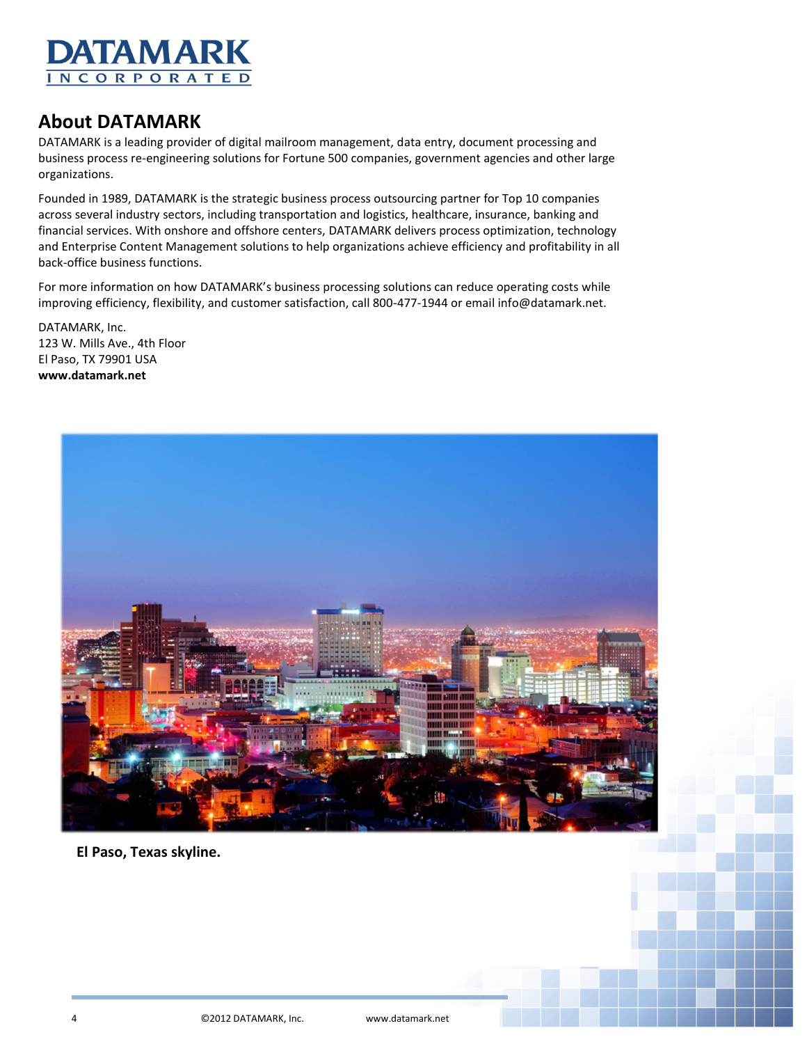DATAMARK INCORPORATED

## About DATAMARK

DATAMARK is a leading provider of digital mailroom management, data entry, document processing and business process re-engineering solutions for Fortune 500 companies, government agencies and other large organizations.

Founded in 1989, DATAMARK is the strategic business process outsourcing partner for Top 10 companies across several industry sectors, including transportation and logistics, healthcare, insurance, banking and financial services. With onshore and offshore centers, DATAMARK delivers process optimization, technology and Enterprise Content Management solutions to help organizations achieve efficiency and profitability in all back-office business functions.

For more information on how DATAMARK's business processing solutions can reduce operating costs while improving efficiency, flexibility, and customer satisfaction, call 800-477-1944 or email info@datamark.net.

DATAMARK, Inc.
123 W. Mills Ave., 4th Floor
El Paso, TX 79901 USA
**www.datamark.net**

**El Paso, Texas skyline.**